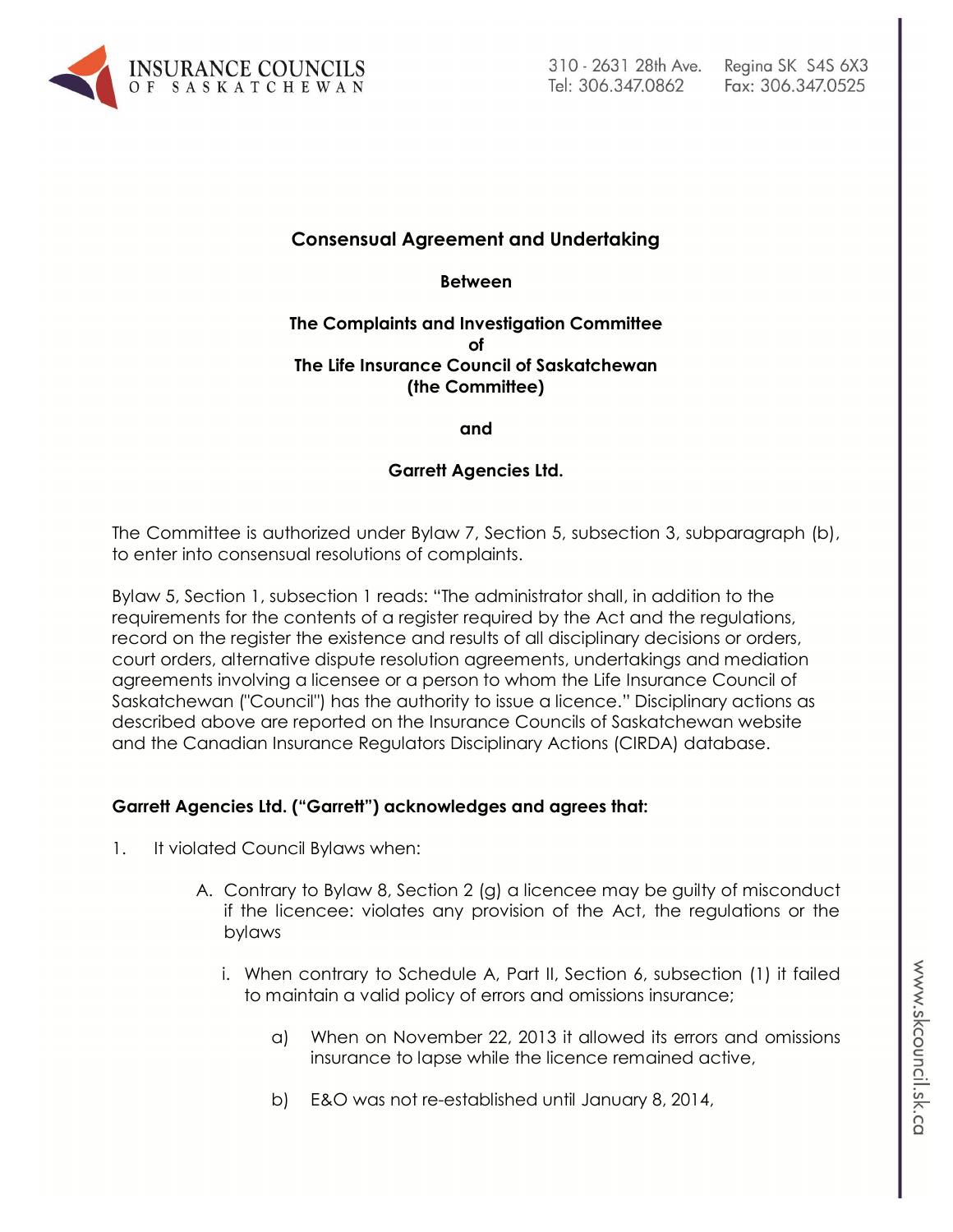## Consensual Agreement and Undertaking

**Between**

**The Complaints and Investigation Committee of The Life Insurance Council of Saskatchewan (the Committee)**

**and**

**Garrett Agencies Ltd.**

The Committee is authorized under Bylaw 7, Section 5, subsection 3, subparagraph (b), to enter into consensual resolutions of complaints.

Bylaw 5, Section 1, subsection 1 reads: "The administrator shall, in addition to the requirements for the contents of a register required by the Act and the regulations, record on the register the existence and results of all disciplinary decisions or orders, court orders, alternative dispute resolution agreements, undertakings and mediation agreements involving a licensee or a person to whom the Life Insurance Council of Saskatchewan ("Council") has the authority to issue a licence." Disciplinary actions as described above are reported on the Insurance Councils of Saskatchewan website and the Canadian Insurance Regulators Disciplinary Actions (CIRDA) database.

**Garrett Agencies Ltd. ("Garrett") acknowledges and agrees that:**

1. It violated Council Bylaws when:

   A. Contrary to Bylaw 8, Section 2 (g) a licencee may be guilty of misconduct if the licencee: violates any provision of the Act, the regulations or the bylaws

      i. When contrary to Schedule A, Part II, Section 6, subsection (1) it failed to maintain a valid policy of errors and omissions insurance;

         a) When on November 22, 2013 it allowed its errors and omissions insurance to lapse while the licence remained active,

         b) E&O was not re-established until January 8, 2014,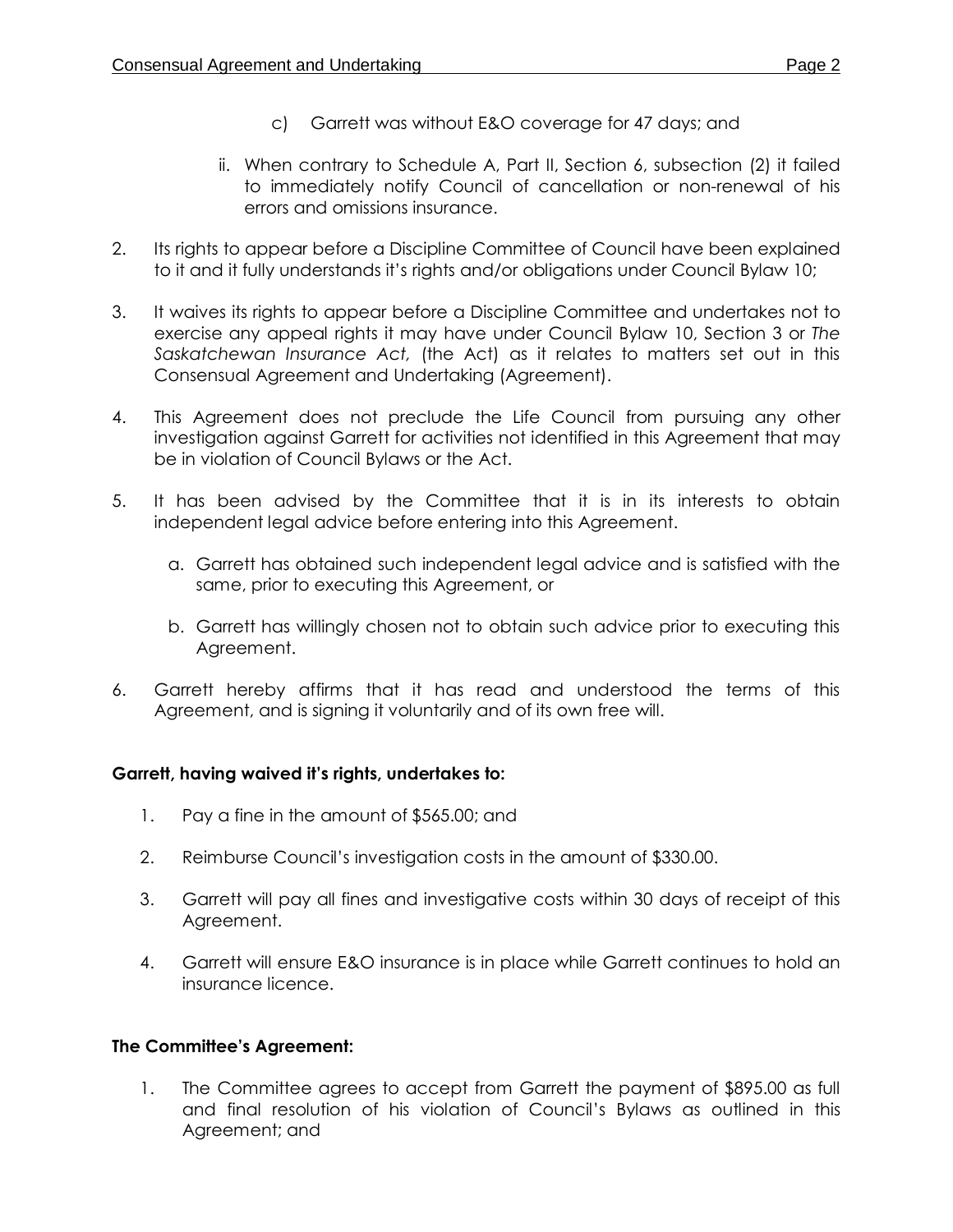c) Garrett was without E&O coverage for 47 days; and

ii. When contrary to Schedule A, Part II, Section 6, subsection (2) it failed to immediately notify Council of cancellation or non-renewal of his errors and omissions insurance.

2. Its rights to appear before a Discipline Committee of Council have been explained to it and it fully understands it's rights and/or obligations under Council Bylaw 10;

3. It waives its rights to appear before a Discipline Committee and undertakes not to exercise any appeal rights it may have under Council Bylaw 10, Section 3 or *The Saskatchewan Insurance Act,* (the Act) as it relates to matters set out in this Consensual Agreement and Undertaking (Agreement).

4. This Agreement does not preclude the Life Council from pursuing any other investigation against Garrett for activities not identified in this Agreement that may be in violation of Council Bylaws or the Act.

5. It has been advised by the Committee that it is in its interests to obtain independent legal advice before entering into this Agreement.

   a. Garrett has obtained such independent legal advice and is satisfied with the same, prior to executing this Agreement, or

   b. Garrett has willingly chosen not to obtain such advice prior to executing this Agreement.

6. Garrett hereby affirms that it has read and understood the terms of this Agreement, and is signing it voluntarily and of its own free will.

**Garrett, having waived it's rights, undertakes to:**

1. Pay a fine in the amount of $565.00; and

2. Reimburse Council's investigation costs in the amount of $330.00.

3. Garrett will pay all fines and investigative costs within 30 days of receipt of this Agreement.

4. Garrett will ensure E&O insurance is in place while Garrett continues to hold an insurance licence.

**The Committee's Agreement:**

1. The Committee agrees to accept from Garrett the payment of $895.00 as full and final resolution of his violation of Council's Bylaws as outlined in this Agreement; and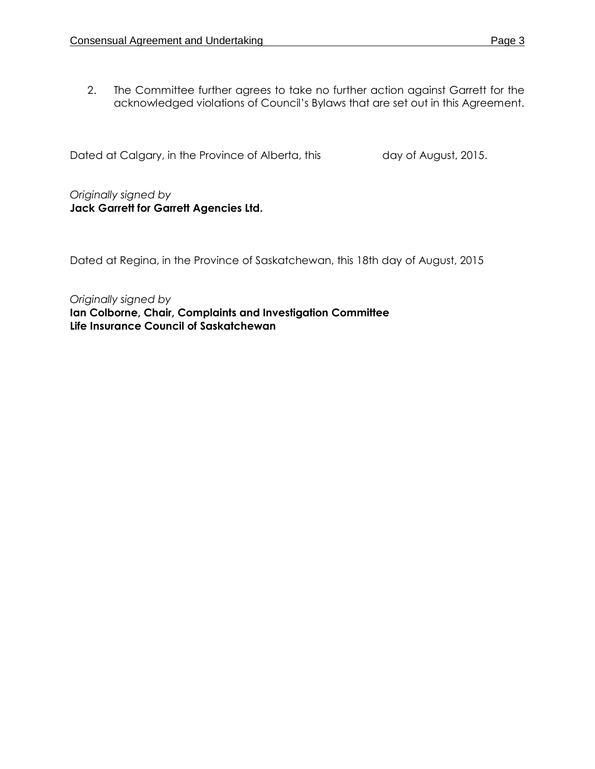2. The Committee further agrees to take no further action against Garrett for the acknowledged violations of Council's Bylaws that are set out in this Agreement.

Dated at Calgary, in the Province of Alberta, this day of August, 2015.

*Originally signed by*
**Jack Garrett for Garrett Agencies Ltd.**

Dated at Regina, in the Province of Saskatchewan, this 18th day of August, 2015

*Originally signed by*
**Ian Colborne, Chair, Complaints and Investigation Committee**
**Life Insurance Council of Saskatchewan**